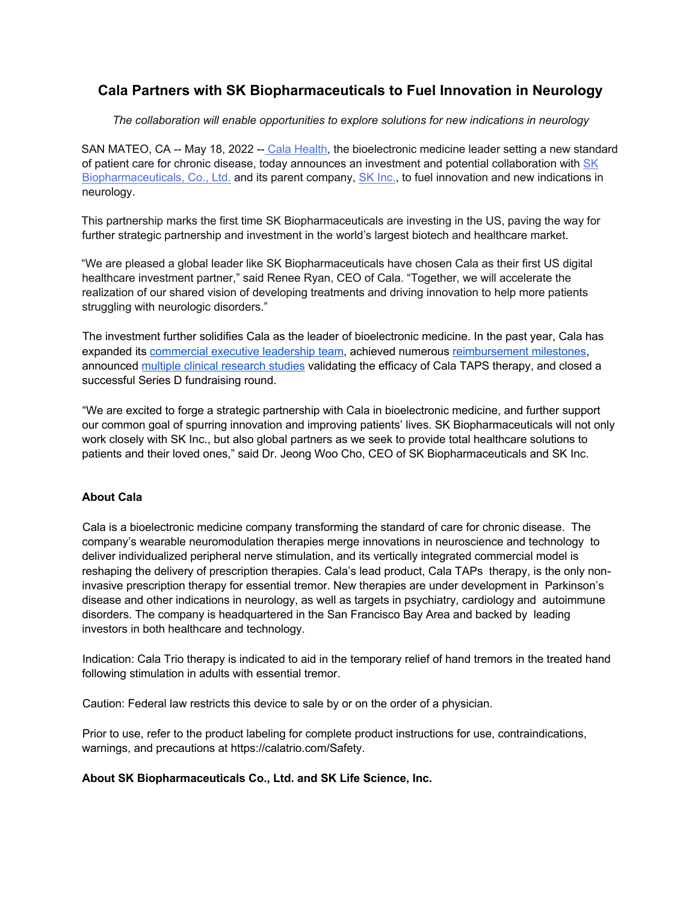# Cala Partners with SK Biopharmaceuticals to Fuel Innovation in Neurology

*The collaboration will enable opportunities to explore solutions for new indications in neurology*

SAN MATEO, CA -- May 18, 2022 -- Cala Health, the bioelectronic medicine leader setting a new standard of patient care for chronic disease, today announces an investment and potential collaboration with SK Biopharmaceuticals, Co., Ltd. and its parent company, SK Inc., to fuel innovation and new indications in neurology.

This partnership marks the first time SK Biopharmaceuticals are investing in the US, paving the way for further strategic partnership and investment in the world's largest biotech and healthcare market.

"We are pleased a global leader like SK Biopharmaceuticals have chosen Cala as their first US digital healthcare investment partner," said Renee Ryan, CEO of Cala. "Together, we will accelerate the realization of our shared vision of developing treatments and driving innovation to help more patients struggling with neurologic disorders."

The investment further solidifies Cala as the leader of bioelectronic medicine. In the past year, Cala has expanded its commercial executive leadership team, achieved numerous reimbursement milestones, announced multiple clinical research studies validating the efficacy of Cala TAPS therapy, and closed a successful Series D fundraising round.

"We are excited to forge a strategic partnership with Cala in bioelectronic medicine, and further support our common goal of spurring innovation and improving patients' lives. SK Biopharmaceuticals will not only work closely with SK Inc., but also global partners as we seek to provide total healthcare solutions to patients and their loved ones," said Dr. Jeong Woo Cho, CEO of SK Biopharmaceuticals and SK Inc.

**About Cala**

Cala is a bioelectronic medicine company transforming the standard of care for chronic disease. The company's wearable neuromodulation therapies merge innovations in neuroscience and technology to deliver individualized peripheral nerve stimulation, and its vertically integrated commercial model is reshaping the delivery of prescription therapies. Cala's lead product, Cala TAPs therapy, is the only non-invasive prescription therapy for essential tremor. New therapies are under development in Parkinson's disease and other indications in neurology, as well as targets in psychiatry, cardiology and autoimmune disorders. The company is headquartered in the San Francisco Bay Area and backed by leading investors in both healthcare and technology.

Indication: Cala Trio therapy is indicated to aid in the temporary relief of hand tremors in the treated hand following stimulation in adults with essential tremor.

Caution: Federal law restricts this device to sale by or on the order of a physician.

Prior to use, refer to the product labeling for complete product instructions for use, contraindications, warnings, and precautions at https://calatrio.com/Safety.

**About SK Biopharmaceuticals Co., Ltd. and SK Life Science, Inc.**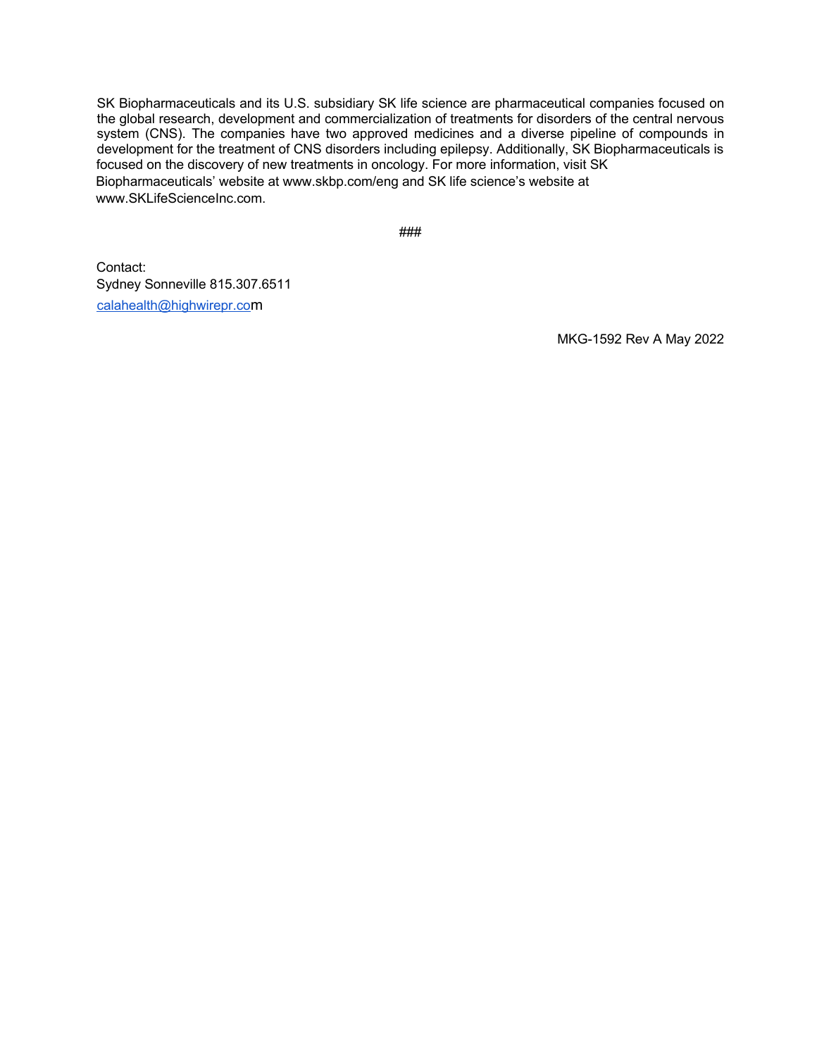SK Biopharmaceuticals and its U.S. subsidiary SK life science are pharmaceutical companies focused on the global research, development and commercialization of treatments for disorders of the central nervous system (CNS). The companies have two approved medicines and a diverse pipeline of compounds in development for the treatment of CNS disorders including epilepsy. Additionally, SK Biopharmaceuticals is focused on the discovery of new treatments in oncology. For more information, visit SK Biopharmaceuticals' website at www.skbp.com/eng and SK life science's website at www.SKLifeScienceInc.com.

###

Contact:
Sydney Sonneville 815.307.6511
calahealth@highwirepr.com

MKG-1592 Rev A May 2022